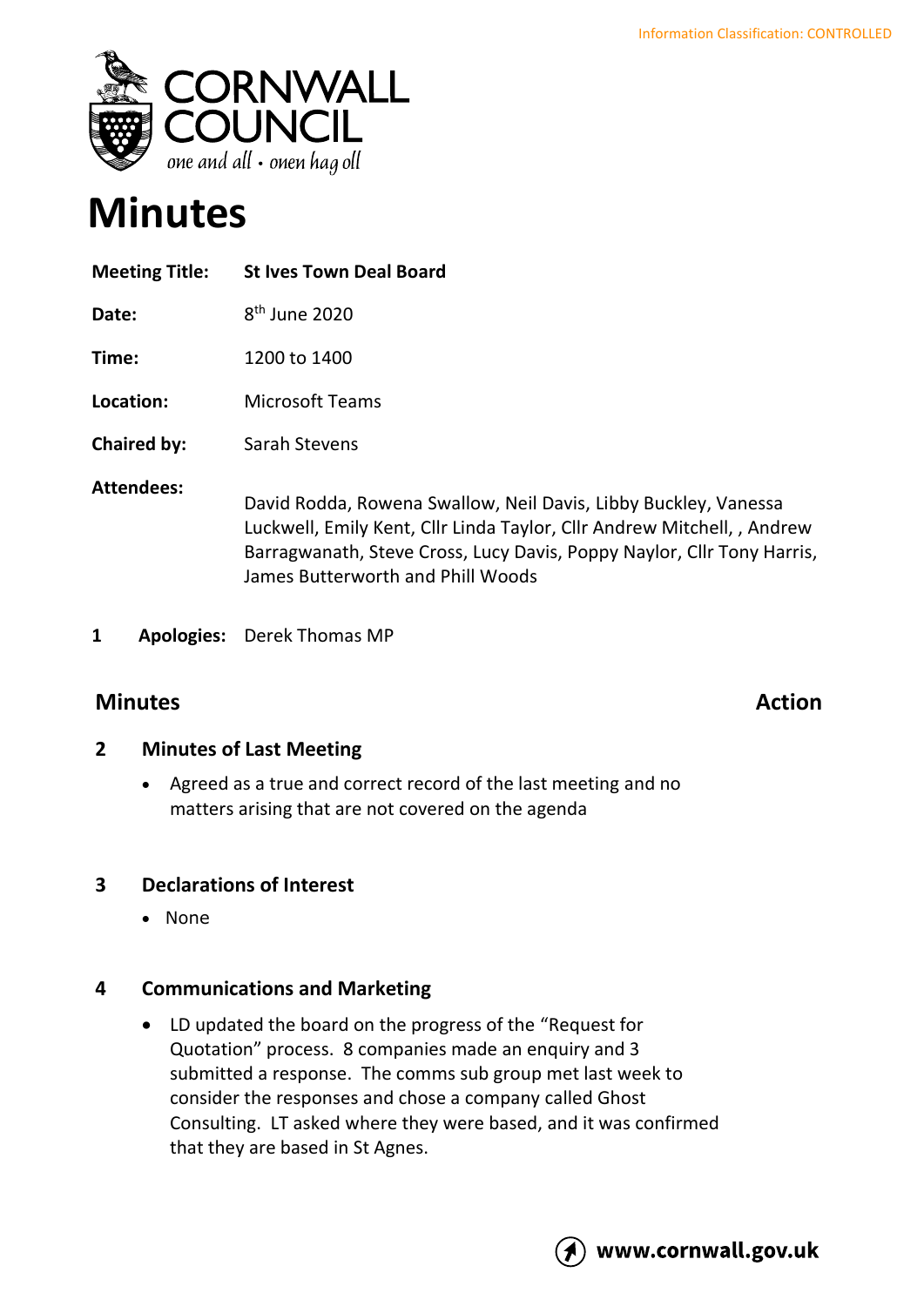Information Classification: CONTROLLED

# Minutes

| | |
|---|---|
| **Meeting Title:** | **St Ives Town Deal Board** |
| **Date:** | 8th June 2020 |
| **Time:** | 1200 to 1400 |
| **Location:** | Microsoft Teams |
| **Chaired by:** | Sarah Stevens |
| **Attendees:** | David Rodda, Rowena Swallow, Neil Davis, Libby Buckley, Vanessa Luckwell, Emily Kent, Cllr Linda Taylor, Cllr Andrew Mitchell, , Andrew Barragwanath, Steve Cross, Lucy Davis, Poppy Naylor, Cllr Tony Harris, James Butterworth and Phill Woods |

**1 Apologies:** Derek Thomas MP

## Minutes — Action

### 2 Minutes of Last Meeting

- Agreed as a true and correct record of the last meeting and no matters arising that are not covered on the agenda

### 3 Declarations of Interest

- None

### 4 Communications and Marketing

- LD updated the board on the progress of the "Request for Quotation" process. 8 companies made an enquiry and 3 submitted a response. The comms sub group met last week to consider the responses and chose a company called Ghost Consulting. LT asked where they were based, and it was confirmed that they are based in St Agnes.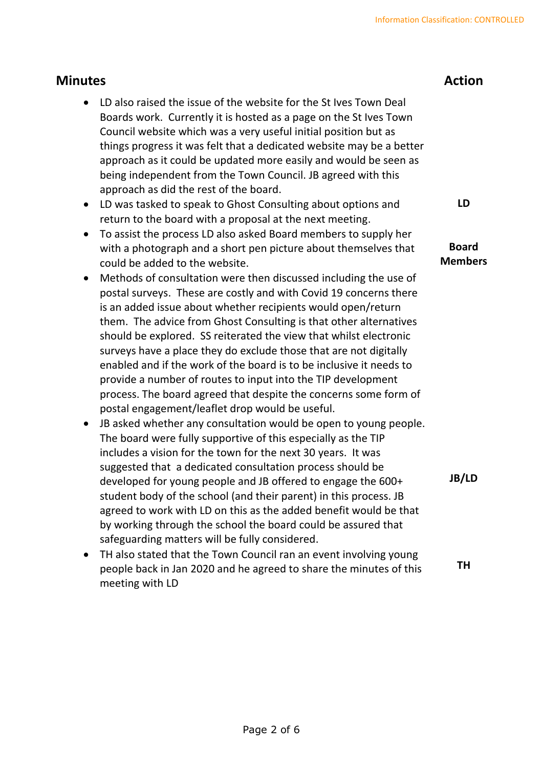| Minutes | Action |
|---|---|
| • LD also raised the issue of the website for the St Ives Town Deal Boards work. Currently it is hosted as a page on the St Ives Town Council website which was a very useful initial position but as things progress it was felt that a dedicated website may be a better approach as it could be updated more easily and would be seen as being independent from the Town Council. JB agreed with this approach as did the rest of the board. | |
| • LD was tasked to speak to Ghost Consulting about options and return to the board with a proposal at the next meeting. | **LD** |
| • To assist the process LD also asked Board members to supply her with a photograph and a short pen picture about themselves that could be added to the website. | **Board Members** |
| • Methods of consultation were then discussed including the use of postal surveys. These are costly and with Covid 19 concerns there is an added issue about whether recipients would open/return them. The advice from Ghost Consulting is that other alternatives should be explored. SS reiterated the view that whilst electronic surveys have a place they do exclude those that are not digitally enabled and if the work of the board is to be inclusive it needs to provide a number of routes to input into the TIP development process. The board agreed that despite the concerns some form of postal engagement/leaflet drop would be useful. | |
| • JB asked whether any consultation would be open to young people. The board were fully supportive of this especially as the TIP includes a vision for the town for the next 30 years. It was suggested that a dedicated consultation process should be developed for young people and JB offered to engage the 600+ student body of the school (and their parent) in this process. JB agreed to work with LD on this as the added benefit would be that by working through the school the board could be assured that safeguarding matters will be fully considered. | **JB/LD** |
| • TH also stated that the Town Council ran an event involving young people back in Jan 2020 and he agreed to share the minutes of this meeting with LD | **TH** |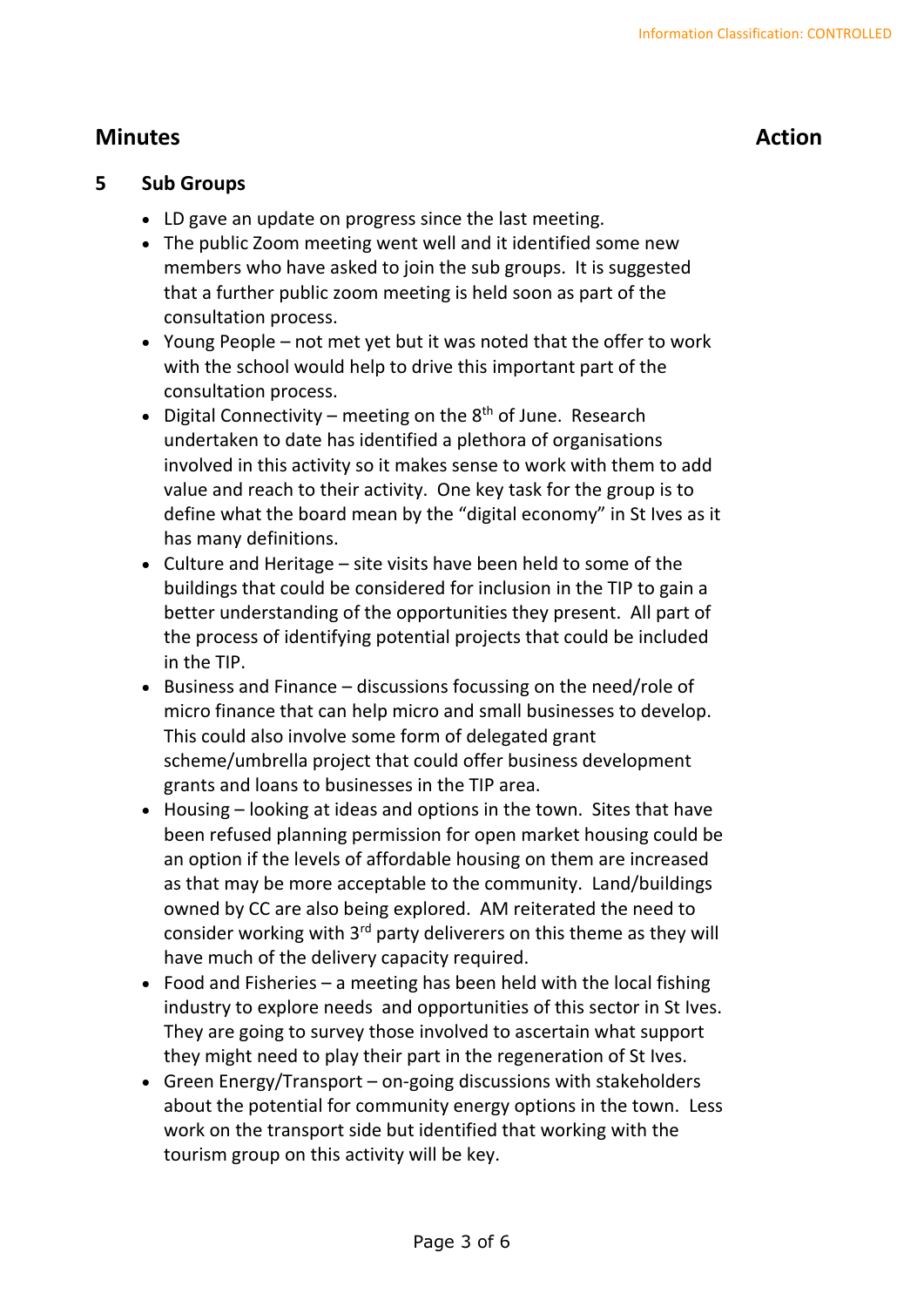## Minutes **Action**

### 5 Sub Groups

- LD gave an update on progress since the last meeting.
- The public Zoom meeting went well and it identified some new members who have asked to join the sub groups. It is suggested that a further public zoom meeting is held soon as part of the consultation process.
- Young People – not met yet but it was noted that the offer to work with the school would help to drive this important part of the consultation process.
- Digital Connectivity – meeting on the 8th of June. Research undertaken to date has identified a plethora of organisations involved in this activity so it makes sense to work with them to add value and reach to their activity. One key task for the group is to define what the board mean by the "digital economy" in St Ives as it has many definitions.
- Culture and Heritage – site visits have been held to some of the buildings that could be considered for inclusion in the TIP to gain a better understanding of the opportunities they present. All part of the process of identifying potential projects that could be included in the TIP.
- Business and Finance – discussions focussing on the need/role of micro finance that can help micro and small businesses to develop. This could also involve some form of delegated grant scheme/umbrella project that could offer business development grants and loans to businesses in the TIP area.
- Housing – looking at ideas and options in the town. Sites that have been refused planning permission for open market housing could be an option if the levels of affordable housing on them are increased as that may be more acceptable to the community. Land/buildings owned by CC are also being explored. AM reiterated the need to consider working with 3rd party deliverers on this theme as they will have much of the delivery capacity required.
- Food and Fisheries – a meeting has been held with the local fishing industry to explore needs and opportunities of this sector in St Ives. They are going to survey those involved to ascertain what support they might need to play their part in the regeneration of St Ives.
- Green Energy/Transport – on-going discussions with stakeholders about the potential for community energy options in the town. Less work on the transport side but identified that working with the tourism group on this activity will be key.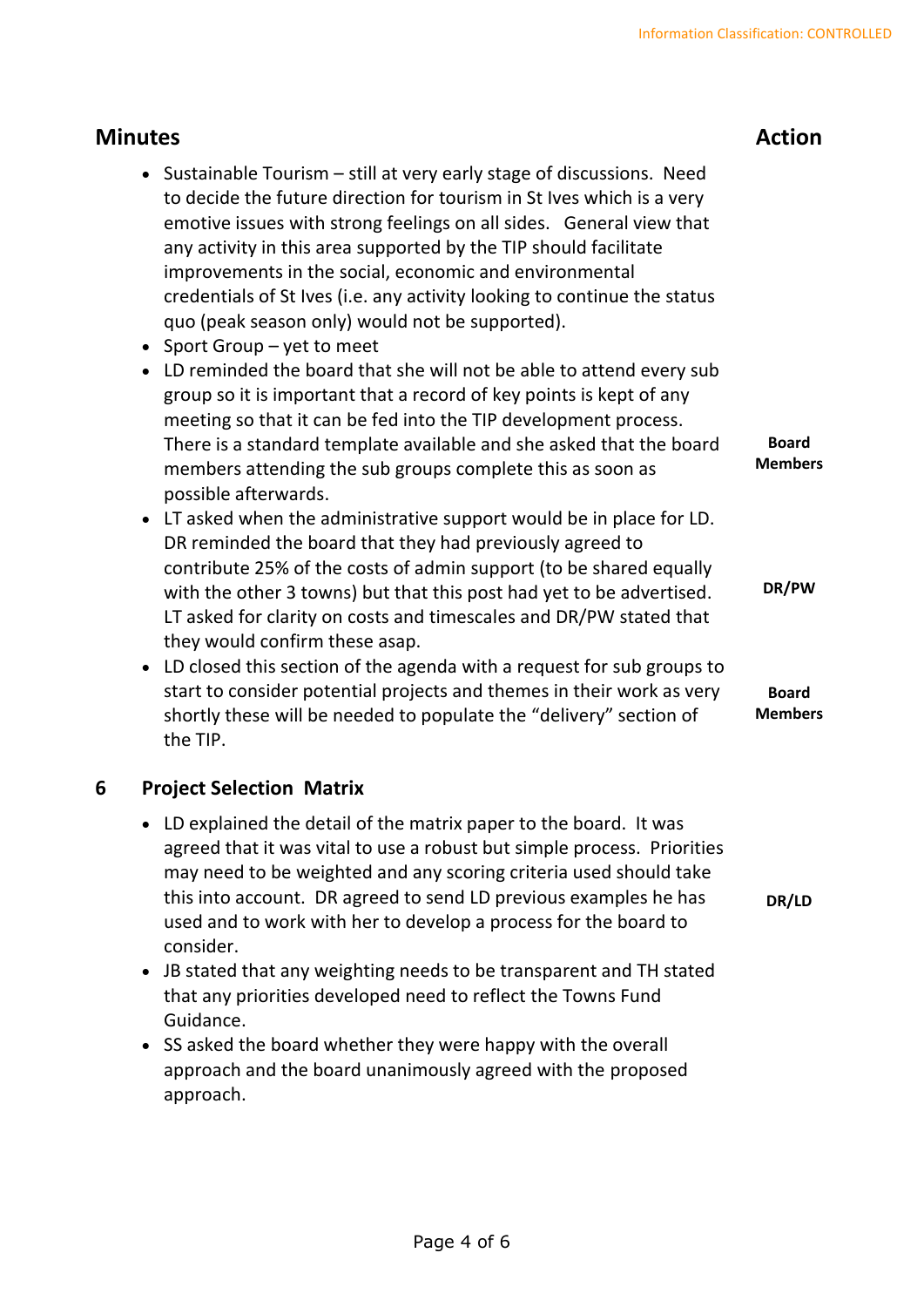| Minutes | Action |
|---|---|
| • Sustainable Tourism – still at very early stage of discussions. Need to decide the future direction for tourism in St Ives which is a very emotive issues with strong feelings on all sides. General view that any activity in this area supported by the TIP should facilitate improvements in the social, economic and environmental credentials of St Ives (i.e. any activity looking to continue the status quo (peak season only) would not be supported). | |
| • Sport Group – yet to meet | |
| • LD reminded the board that she will not be able to attend every sub group so it is important that a record of key points is kept of any meeting so that it can be fed into the TIP development process. There is a standard template available and she asked that the board members attending the sub groups complete this as soon as possible afterwards. | **Board Members** |
| • LT asked when the administrative support would be in place for LD. DR reminded the board that they had previously agreed to contribute 25% of the costs of admin support (to be shared equally with the other 3 towns) but that this post had yet to be advertised. LT asked for clarity on costs and timescales and DR/PW stated that they would confirm these asap. | **DR/PW** |
| • LD closed this section of the agenda with a request for sub groups to start to consider potential projects and themes in their work as very shortly these will be needed to populate the "delivery" section of the TIP. | **Board Members** |
| **6 Project Selection Matrix** | |
| • LD explained the detail of the matrix paper to the board. It was agreed that it was vital to use a robust but simple process. Priorities may need to be weighted and any scoring criteria used should take this into account. DR agreed to send LD previous examples he has used and to work with her to develop a process for the board to consider. | **DR/LD** |
| • JB stated that any weighting needs to be transparent and TH stated that any priorities developed need to reflect the Towns Fund Guidance. | |
| • SS asked the board whether they were happy with the overall approach and the board unanimously agreed with the proposed approach. | |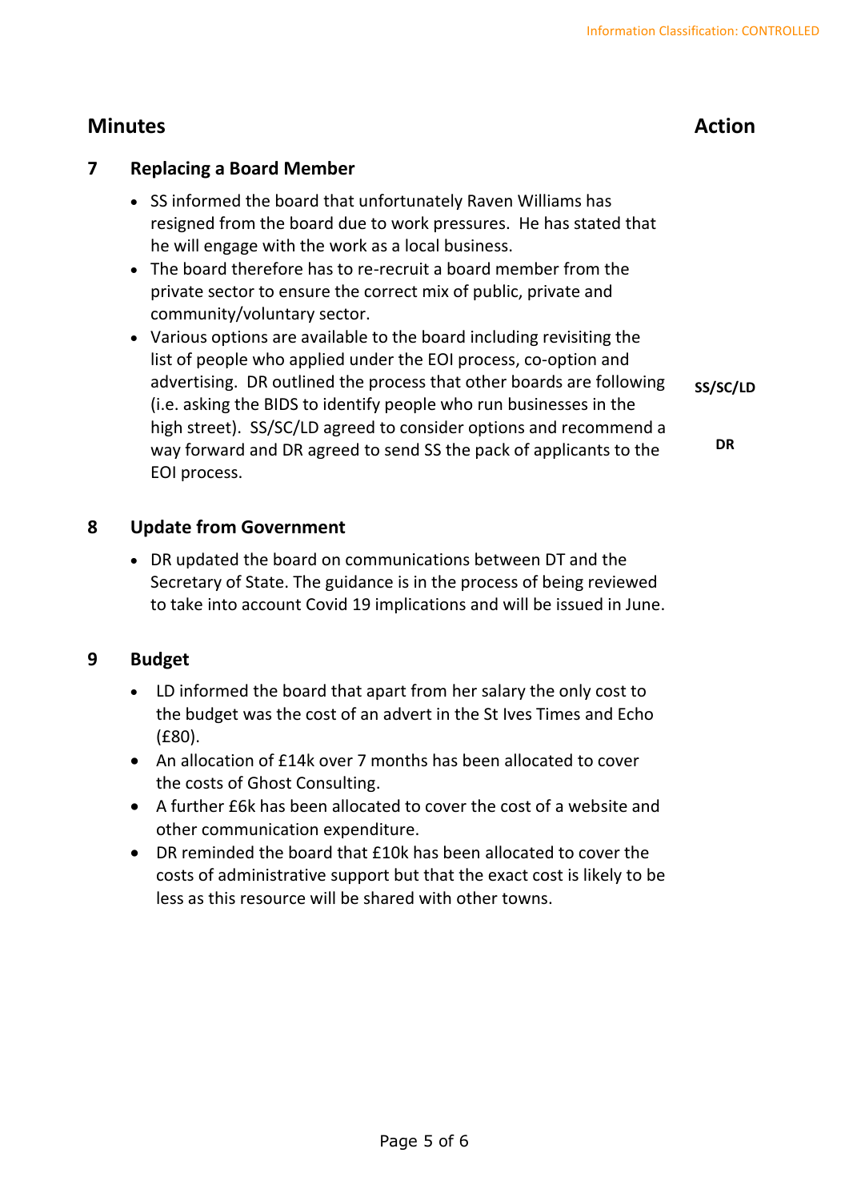Information Classification: CONTROLLED

| Minutes | Action |
|---|---|

## 7 Replacing a Board Member

- SS informed the board that unfortunately Raven Williams has resigned from the board due to work pressures. He has stated that he will engage with the work as a local business.
- The board therefore has to re-recruit a board member from the private sector to ensure the correct mix of public, private and community/voluntary sector.
- Various options are available to the board including revisiting the list of people who applied under the EOI process, co-option and advertising. DR outlined the process that other boards are following (i.e. asking the BIDS to identify people who run businesses in the high street). SS/SC/LD agreed to consider options and recommend a way forward and DR agreed to send SS the pack of applicants to the EOI process.

**Action: SS/SC/LD**

**Action: DR**

## 8 Update from Government

- DR updated the board on communications between DT and the Secretary of State. The guidance is in the process of being reviewed to take into account Covid 19 implications and will be issued in June.

## 9 Budget

- LD informed the board that apart from her salary the only cost to the budget was the cost of an advert in the St Ives Times and Echo (£80).
- An allocation of £14k over 7 months has been allocated to cover the costs of Ghost Consulting.
- A further £6k has been allocated to cover the cost of a website and other communication expenditure.
- DR reminded the board that £10k has been allocated to cover the costs of administrative support but that the exact cost is likely to be less as this resource will be shared with other towns.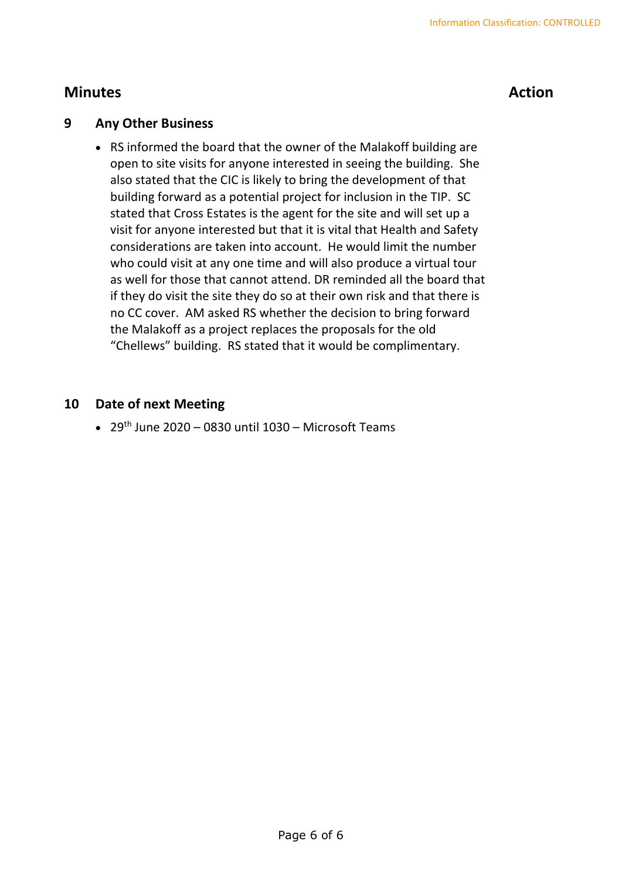## Minutes | Action

### 9 Any Other Business

- RS informed the board that the owner of the Malakoff building are open to site visits for anyone interested in seeing the building. She also stated that the CIC is likely to bring the development of that building forward as a potential project for inclusion in the TIP. SC stated that Cross Estates is the agent for the site and will set up a visit for anyone interested but that it is vital that Health and Safety considerations are taken into account. He would limit the number who could visit at any one time and will also produce a virtual tour as well for those that cannot attend. DR reminded all the board that if they do visit the site they do so at their own risk and that there is no CC cover. AM asked RS whether the decision to bring forward the Malakoff as a project replaces the proposals for the old "Chellews" building. RS stated that it would be complimentary.

### 10 Date of next Meeting

- 29th June 2020 – 0830 until 1030 – Microsoft Teams